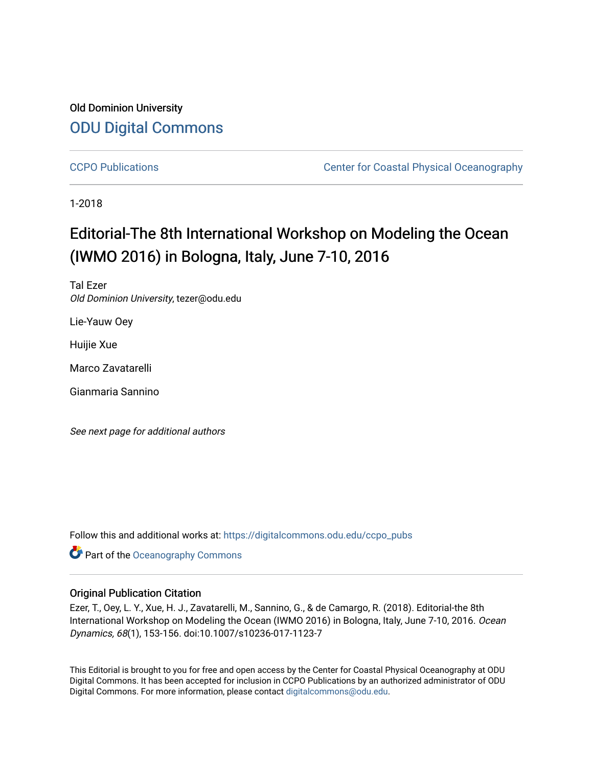Old Dominion University

## ODU Digital Commons

CCPO Publications

Center for Coastal Physical Oceanography

1-2018

# Editorial-The 8th International Workshop on Modeling the Ocean (IWMO 2016) in Bologna, Italy, June 7-10, 2016

Tal Ezer
*Old Dominion University*, tezer@odu.edu

Lie-Yauw Oey

Huijie Xue

Marco Zavatarelli

Gianmaria Sannino

*See next page for additional authors*

Follow this and additional works at: https://digitalcommons.odu.edu/ccpo_pubs

Part of the Oceanography Commons

### Original Publication Citation

Ezer, T., Oey, L. Y., Xue, H. J., Zavatarelli, M., Sannino, G., & de Camargo, R. (2018). Editorial-the 8th International Workshop on Modeling the Ocean (IWMO 2016) in Bologna, Italy, June 7-10, 2016. *Ocean Dynamics, 68*(1), 153-156. doi:10.1007/s10236-017-1123-7

This Editorial is brought to you for free and open access by the Center for Coastal Physical Oceanography at ODU Digital Commons. It has been accepted for inclusion in CCPO Publications by an authorized administrator of ODU Digital Commons. For more information, please contact digitalcommons@odu.edu.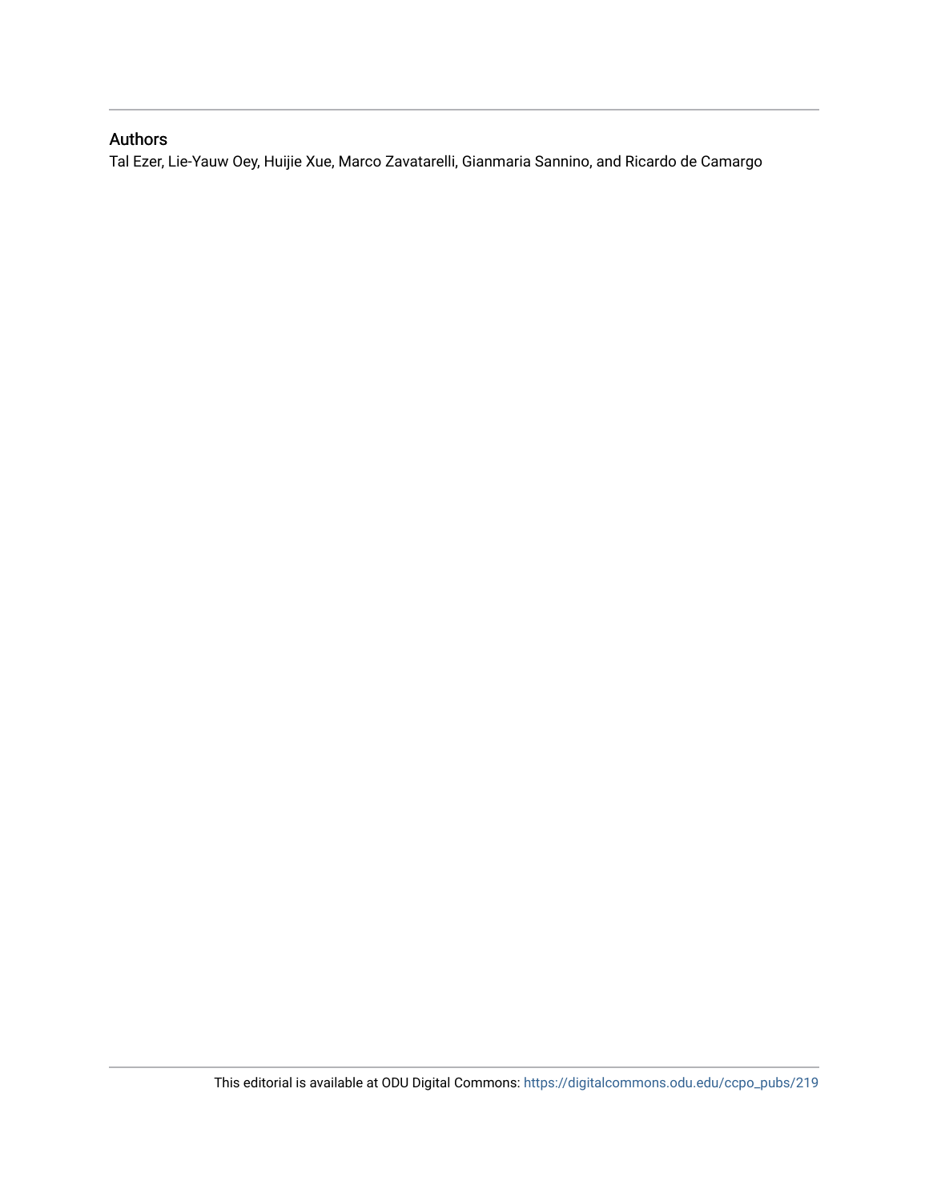## Authors

Tal Ezer, Lie-Yauw Oey, Huijie Xue, Marco Zavatarelli, Gianmaria Sannino, and Ricardo de Camargo

This editorial is available at ODU Digital Commons: https://digitalcommons.odu.edu/ccpo_pubs/219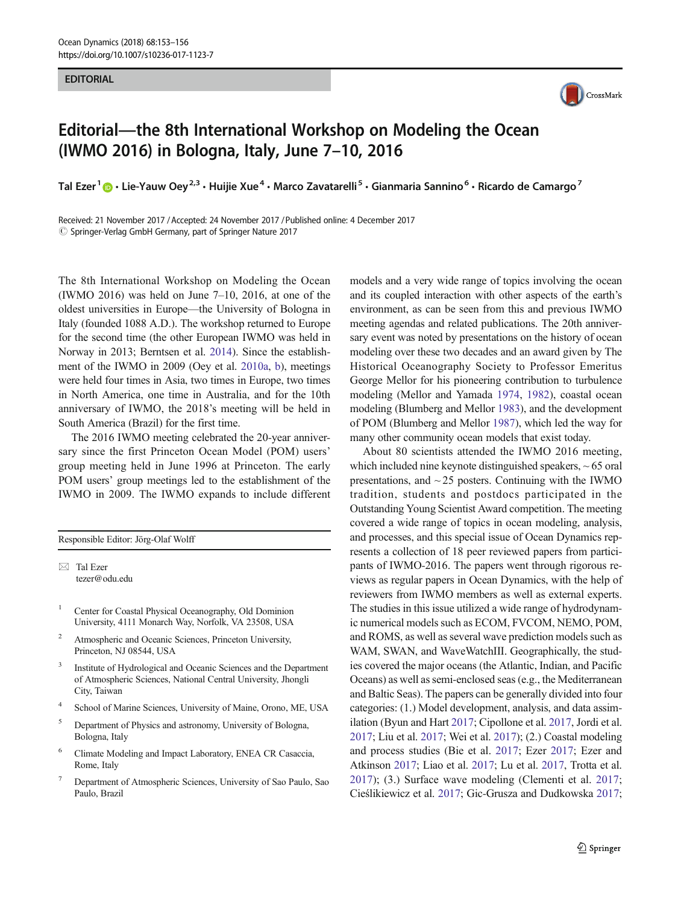EDITORIAL

# Editorial—the 8th International Workshop on Modeling the Ocean (IWMO 2016) in Bologna, Italy, June 7–10, 2016

**Tal Ezer**[1] · **Lie-Yauw Oey**[2,3] · **Huijie Xue**[4] · **Marco Zavatarelli**[5] · **Gianmaria Sannino**[6] · **Ricardo de Camargo**[7]

Received: 21 November 2017 / Accepted: 24 November 2017 / Published online: 4 December 2017
© Springer-Verlag GmbH Germany, part of Springer Nature 2017

The 8th International Workshop on Modeling the Ocean (IWMO 2016) was held on June 7–10, 2016, at one of the oldest universities in Europe—the University of Bologna in Italy (founded 1088 A.D.). The workshop returned to Europe for the second time (the other European IWMO was held in Norway in 2013; Berntsen et al. 2014). Since the establishment of the IWMO in 2009 (Oey et al. 2010a, b), meetings were held four times in Asia, two times in Europe, two times in North America, one time in Australia, and for the 10th anniversary of IWMO, the 2018's meeting will be held in South America (Brazil) for the first time.

The 2016 IWMO meeting celebrated the 20-year anniversary since the first Princeton Ocean Model (POM) users' group meeting held in June 1996 at Princeton. The early POM users' group meetings led to the establishment of the IWMO in 2009. The IWMO expands to include different models and a very wide range of topics involving the ocean and its coupled interaction with other aspects of the earth's environment, as can be seen from this and previous IWMO meeting agendas and related publications. The 20th anniversary event was noted by presentations on the history of ocean modeling over these two decades and an award given by The Historical Oceanography Society to Professor Emeritus George Mellor for his pioneering contribution to turbulence modeling (Mellor and Yamada 1974, 1982), coastal ocean modeling (Blumberg and Mellor 1983), and the development of POM (Blumberg and Mellor 1987), which led the way for many other community ocean models that exist today.

About 80 scientists attended the IWMO 2016 meeting, which included nine keynote distinguished speakers, ~ 65 oral presentations, and ~ 25 posters. Continuing with the IWMO tradition, students and postdocs participated in the Outstanding Young Scientist Award competition. The meeting covered a wide range of topics in ocean modeling, analysis, and processes, and this special issue of Ocean Dynamics represents a collection of 18 peer reviewed papers from participants of IWMO-2016. The papers went through rigorous reviews as regular papers in Ocean Dynamics, with the help of reviewers from IWMO members as well as external experts. The studies in this issue utilized a wide range of hydrodynamic numerical models such as ECOM, FVCOM, NEMO, POM, and ROMS, as well as several wave prediction models such as WAM, SWAN, and WaveWatchIII. Geographically, the studies covered the major oceans (the Atlantic, Indian, and Pacific Oceans) as well as semi-enclosed seas (e.g., the Mediterranean and Baltic Seas). The papers can be generally divided into four categories: (1.) Model development, analysis, and data assimilation (Byun and Hart 2017; Cipollone et al. 2017, Jordi et al. 2017; Liu et al. 2017; Wei et al. 2017); (2.) Coastal modeling and process studies (Bie et al. 2017; Ezer 2017; Ezer and Atkinson 2017; Liao et al. 2017; Lu et al. 2017, Trotta et al. 2017); (3.) Surface wave modeling (Clementi et al. 2017; Cieślikiewicz et al. 2017; Gic-Grusza and Dudkowska 2017;

---

Responsible Editor: Jörg-Olaf Wolff

✉ Tal Ezer
tezer@odu.edu

[1] Center for Coastal Physical Oceanography, Old Dominion University, 4111 Monarch Way, Norfolk, VA 23508, USA

[2] Atmospheric and Oceanic Sciences, Princeton University, Princeton, NJ 08544, USA

[3] Institute of Hydrological and Oceanic Sciences and the Department of Atmospheric Sciences, National Central University, Jhongli City, Taiwan

[4] School of Marine Sciences, University of Maine, Orono, ME, USA

[5] Department of Physics and astronomy, University of Bologna, Bologna, Italy

[6] Climate Modeling and Impact Laboratory, ENEA CR Casaccia, Rome, Italy

[7] Department of Atmospheric Sciences, University of Sao Paulo, Sao Paulo, Brazil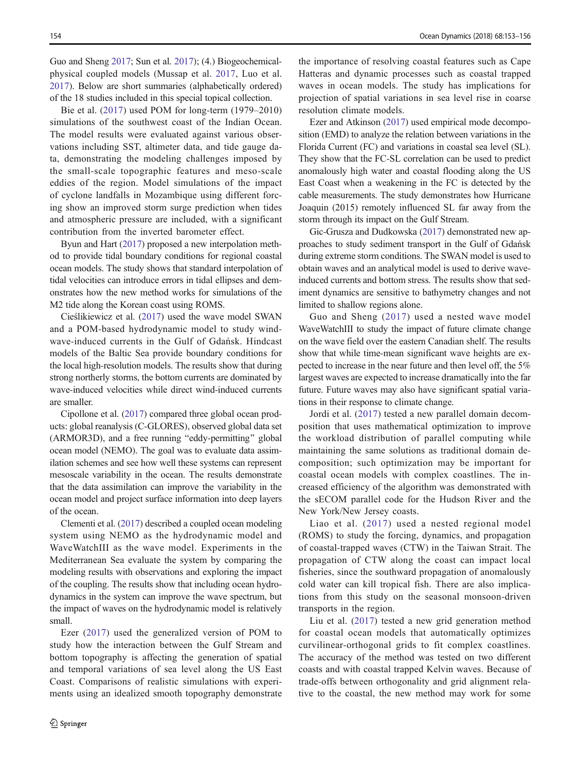Guo and Sheng 2017; Sun et al. 2017); (4.) Biogeochemical-physical coupled models (Mussap et al. 2017, Luo et al. 2017). Below are short summaries (alphabetically ordered) of the 18 studies included in this special topical collection.

Bie et al. (2017) used POM for long-term (1979–2010) simulations of the southwest coast of the Indian Ocean. The model results were evaluated against various observations including SST, altimeter data, and tide gauge data, demonstrating the modeling challenges imposed by the small-scale topographic features and meso-scale eddies of the region. Model simulations of the impact of cyclone landfalls in Mozambique using different forcing show an improved storm surge prediction when tides and atmospheric pressure are included, with a significant contribution from the inverted barometer effect.

Byun and Hart (2017) proposed a new interpolation method to provide tidal boundary conditions for regional coastal ocean models. The study shows that standard interpolation of tidal velocities can introduce errors in tidal ellipses and demonstrates how the new method works for simulations of the M2 tide along the Korean coast using ROMS.

Cieślikiewicz et al. (2017) used the wave model SWAN and a POM-based hydrodynamic model to study wind-wave-induced currents in the Gulf of Gdańsk. Hindcast models of the Baltic Sea provide boundary conditions for the local high-resolution models. The results show that during strong northerly storms, the bottom currents are dominated by wave-induced velocities while direct wind-induced currents are smaller.

Cipollone et al. (2017) compared three global ocean products: global reanalysis (C-GLORES), observed global data set (ARMOR3D), and a free running "eddy-permitting" global ocean model (NEMO). The goal was to evaluate data assimilation schemes and see how well these systems can represent mesoscale variability in the ocean. The results demonstrate that the data assimilation can improve the variability in the ocean model and project surface information into deep layers of the ocean.

Clementi et al. (2017) described a coupled ocean modeling system using NEMO as the hydrodynamic model and WaveWatchIII as the wave model. Experiments in the Mediterranean Sea evaluate the system by comparing the modeling results with observations and exploring the impact of the coupling. The results show that including ocean hydrodynamics in the system can improve the wave spectrum, but the impact of waves on the hydrodynamic model is relatively small.

Ezer (2017) used the generalized version of POM to study how the interaction between the Gulf Stream and bottom topography is affecting the generation of spatial and temporal variations of sea level along the US East Coast. Comparisons of realistic simulations with experiments using an idealized smooth topography demonstrate the importance of resolving coastal features such as Cape Hatteras and dynamic processes such as coastal trapped waves in ocean models. The study has implications for projection of spatial variations in sea level rise in coarse resolution climate models.

Ezer and Atkinson (2017) used empirical mode decomposition (EMD) to analyze the relation between variations in the Florida Current (FC) and variations in coastal sea level (SL). They show that the FC-SL correlation can be used to predict anomalously high water and coastal flooding along the US East Coast when a weakening in the FC is detected by the cable measurements. The study demonstrates how Hurricane Joaquin (2015) remotely influenced SL far away from the storm through its impact on the Gulf Stream.

Gic-Grusza and Dudkowska (2017) demonstrated new approaches to study sediment transport in the Gulf of Gdańsk during extreme storm conditions. The SWAN model is used to obtain waves and an analytical model is used to derive wave-induced currents and bottom stress. The results show that sediment dynamics are sensitive to bathymetry changes and not limited to shallow regions alone.

Guo and Sheng (2017) used a nested wave model WaveWatchIII to study the impact of future climate change on the wave field over the eastern Canadian shelf. The results show that while time-mean significant wave heights are expected to increase in the near future and then level off, the 5% largest waves are expected to increase dramatically into the far future. Future waves may also have significant spatial variations in their response to climate change.

Jordi et al. (2017) tested a new parallel domain decomposition that uses mathematical optimization to improve the workload distribution of parallel computing while maintaining the same solutions as traditional domain decomposition; such optimization may be important for coastal ocean models with complex coastlines. The increased efficiency of the algorithm was demonstrated with the sECOM parallel code for the Hudson River and the New York/New Jersey coasts.

Liao et al. (2017) used a nested regional model (ROMS) to study the forcing, dynamics, and propagation of coastal-trapped waves (CTW) in the Taiwan Strait. The propagation of CTW along the coast can impact local fisheries, since the southward propagation of anomalously cold water can kill tropical fish. There are also implications from this study on the seasonal monsoon-driven transports in the region.

Liu et al. (2017) tested a new grid generation method for coastal ocean models that automatically optimizes curvilinear-orthogonal grids to fit complex coastlines. The accuracy of the method was tested on two different coasts and with coastal trapped Kelvin waves. Because of trade-offs between orthogonality and grid alignment relative to the coastal, the new method may work for some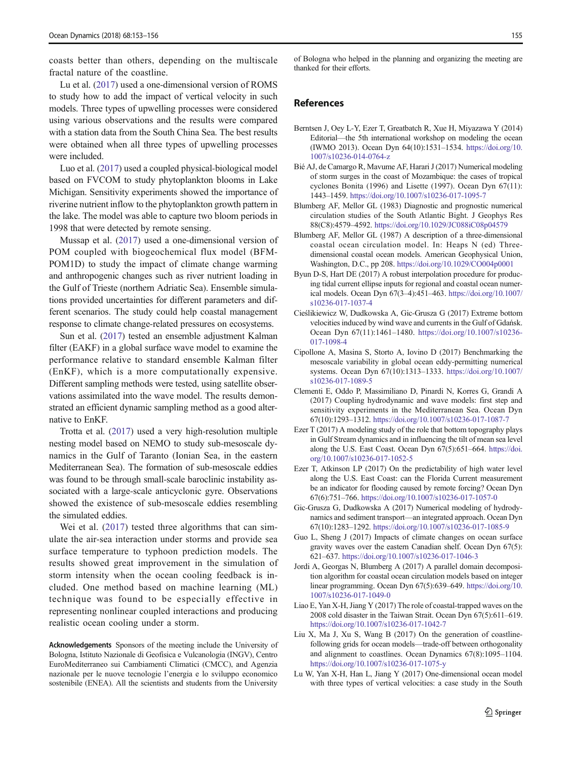coasts better than others, depending on the multiscale fractal nature of the coastline.

Lu et al. (2017) used a one-dimensional version of ROMS to study how to add the impact of vertical velocity in such models. Three types of upwelling processes were considered using various observations and the results were compared with a station data from the South China Sea. The best results were obtained when all three types of upwelling processes were included.

Luo et al. (2017) used a coupled physical-biological model based on FVCOM to study phytoplankton blooms in Lake Michigan. Sensitivity experiments showed the importance of riverine nutrient inflow to the phytoplankton growth pattern in the lake. The model was able to capture two bloom periods in 1998 that were detected by remote sensing.

Mussap et al. (2017) used a one-dimensional version of POM coupled with biogeochemical flux model (BFM-POM1D) to study the impact of climate change warming and anthropogenic changes such as river nutrient loading in the Gulf of Trieste (northern Adriatic Sea). Ensemble simulations provided uncertainties for different parameters and different scenarios. The study could help coastal management response to climate change-related pressures on ecosystems.

Sun et al. (2017) tested an ensemble adjustment Kalman filter (EAKF) in a global surface wave model to examine the performance relative to standard ensemble Kalman filter (EnKF), which is a more computationally expensive. Different sampling methods were tested, using satellite observations assimilated into the wave model. The results demonstrated an efficient dynamic sampling method as a good alternative to EnKF.

Trotta et al. (2017) used a very high-resolution multiple nesting model based on NEMO to study sub-mesoscale dynamics in the Gulf of Taranto (Ionian Sea, in the eastern Mediterranean Sea). The formation of sub-mesoscale eddies was found to be through small-scale baroclinic instability associated with a large-scale anticyclonic gyre. Observations showed the existence of sub-mesoscale eddies resembling the simulated eddies.

Wei et al. (2017) tested three algorithms that can simulate the air-sea interaction under storms and provide sea surface temperature to typhoon prediction models. The results showed great improvement in the simulation of storm intensity when the ocean cooling feedback is included. One method based on machine learning (ML) technique was found to be especially effective in representing nonlinear coupled interactions and producing realistic ocean cooling under a storm.

**Acknowledgements** Sponsors of the meeting include the University of Bologna, Istituto Nazionale di Geofisica e Vulcanologia (INGV), Centro EuroMediterraneo sui Cambiamenti Climatici (CMCC), and Agenzia nazionale per le nuove tecnologie l'energia e lo sviluppo economico sostenibile (ENEA). All the scientists and students from the University of Bologna who helped in the planning and organizing the meeting are thanked for their efforts.

## References

Berntsen J, Oey L-Y, Ezer T, Greatbatch R, Xue H, Miyazawa Y (2014) Editorial—the 5th international workshop on modeling the ocean (IWMO 2013). Ocean Dyn 64(10):1531–1534. https://doi.org/10.1007/s10236-014-0764-z

Bié AJ, de Camargo R, Mavume AF, Harari J (2017) Numerical modeling of storm surges in the coast of Mozambique: the cases of tropical cyclones Bonita (1996) and Lisette (1997). Ocean Dyn 67(11): 1443–1459. https://doi.org/10.1007/s10236-017-1095-7

Blumberg AF, Mellor GL (1983) Diagnostic and prognostic numerical circulation studies of the South Atlantic Bight. J Geophys Res 88(C8):4579–4592. https://doi.org/10.1029/JC088iC08p04579

Blumberg AF, Mellor GL (1987) A description of a three-dimensional coastal ocean circulation model. In: Heaps N (ed) Three-dimensional coastal ocean models. American Geophysical Union, Washington, D.C., pp 208. https://doi.org/10.1029/CO004p0001

Byun D-S, Hart DE (2017) A robust interpolation procedure for producing tidal current ellipse inputs for regional and coastal ocean numerical models. Ocean Dyn 67(3–4):451–463. https://doi.org/10.1007/s10236-017-1037-4

Cieślikiewicz W, Dudkowska A, Gic-Grusza G (2017) Extreme bottom velocities induced by wind wave and currents in the Gulf of Gdańsk. Ocean Dyn 67(11):1461–1480. https://doi.org/10.1007/s10236-017-1098-4

Cipollone A, Masina S, Storto A, Iovino D (2017) Benchmarking the mesoscale variability in global ocean eddy-permitting numerical systems. Ocean Dyn 67(10):1313–1333. https://doi.org/10.1007/s10236-017-1089-5

Clementi E, Oddo P, Massimiliano D, Pinardi N, Korres G, Grandi A (2017) Coupling hydrodynamic and wave models: first step and sensitivity experiments in the Mediterranean Sea. Ocean Dyn 67(10):1293–1312. https://doi.org/10.1007/s10236-017-1087-7

Ezer T (2017) A modeling study of the role that bottom topography plays in Gulf Stream dynamics and in influencing the tilt of mean sea level along the U.S. East Coast. Ocean Dyn 67(5):651–664. https://doi.org/10.1007/s10236-017-1052-5

Ezer T, Atkinson LP (2017) On the predictability of high water level along the U.S. East Coast: can the Florida Current measurement be an indicator for flooding caused by remote forcing? Ocean Dyn 67(6):751–766. https://doi.org/10.1007/s10236-017-1057-0

Gic-Grusza G, Dudkowska A (2017) Numerical modeling of hydrodynamics and sediment transport—an integrated approach. Ocean Dyn 67(10):1283–1292. https://doi.org/10.1007/s10236-017-1085-9

Guo L, Sheng J (2017) Impacts of climate changes on ocean surface gravity waves over the eastern Canadian shelf. Ocean Dyn 67(5): 621–637. https://doi.org/10.1007/s10236-017-1046-3

Jordi A, Georgas N, Blumberg A (2017) A parallel domain decomposition algorithm for coastal ocean circulation models based on integer linear programming. Ocean Dyn 67(5):639–649. https://doi.org/10.1007/s10236-017-1049-0

Liao E, Yan X-H, Jiang Y (2017) The role of coastal-trapped waves on the 2008 cold disaster in the Taiwan Strait. Ocean Dyn 67(5):611–619. https://doi.org/10.1007/s10236-017-1042-7

Liu X, Ma J, Xu S, Wang B (2017) On the generation of coastline-following grids for ocean models—trade-off between orthogonality and alignment to coastlines. Ocean Dynamics 67(8):1095–1104. https://doi.org/10.1007/s10236-017-1075-y

Lu W, Yan X-H, Han L, Jiang Y (2017) One-dimensional ocean model with three types of vertical velocities: a case study in the South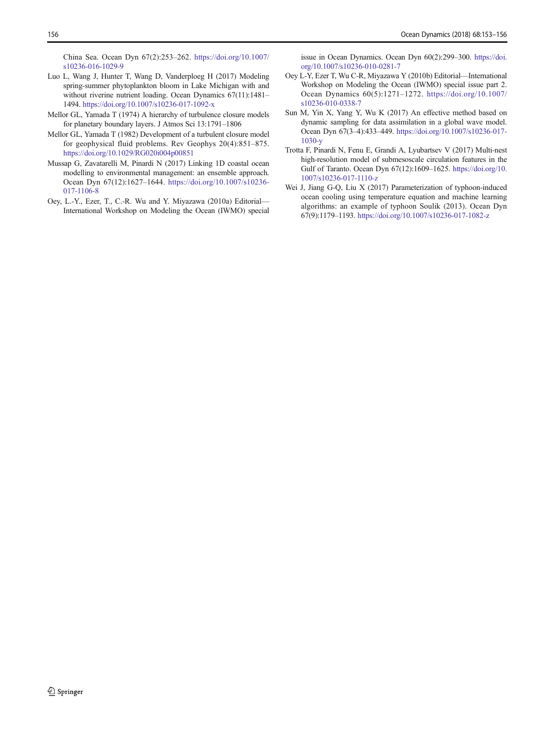China Sea. Ocean Dyn 67(2):253–262. https://doi.org/10.1007/s10236-016-1029-9

Luo L, Wang J, Hunter T, Wang D, Vanderploeg H (2017) Modeling spring-summer phytoplankton bloom in Lake Michigan with and without riverine nutrient loading. Ocean Dynamics 67(11):1481–1494. https://doi.org/10.1007/s10236-017-1092-x

Mellor GL, Yamada T (1974) A hierarchy of turbulence closure models for planetary boundary layers. J Atmos Sci 13:1791–1806

Mellor GL, Yamada T (1982) Development of a turbulent closure model for geophysical fluid problems. Rev Geophys 20(4):851–875. https://doi.org/10.1029/RG020i004p00851

Mussap G, Zavatarelli M, Pinardi N (2017) Linking 1D coastal ocean modelling to environmental management: an ensemble approach. Ocean Dyn 67(12):1627–1644. https://doi.org/10.1007/s10236-017-1106-8

Oey, L.-Y., Ezer, T., C.-R. Wu and Y. Miyazawa (2010a) Editorial—International Workshop on Modeling the Ocean (IWMO) special issue in Ocean Dynamics. Ocean Dyn 60(2):299–300. https://doi.org/10.1007/s10236-010-0281-7

Oey L-Y, Ezer T, Wu C-R, Miyazawa Y (2010b) Editorial—International Workshop on Modeling the Ocean (IWMO) special issue part 2. Ocean Dynamics 60(5):1271–1272. https://doi.org/10.1007/s10236-010-0338-7

Sun M, Yin X, Yang Y, Wu K (2017) An effective method based on dynamic sampling for data assimilation in a global wave model. Ocean Dyn 67(3–4):433–449. https://doi.org/10.1007/s10236-017-1030-y

Trotta F, Pinardi N, Fenu E, Grandi A, Lyubartsev V (2017) Multi-nest high-resolution model of submesoscale circulation features in the Gulf of Taranto. Ocean Dyn 67(12):1609–1625. https://doi.org/10.1007/s10236-017-1110-z

Wei J, Jiang G-Q, Liu X (2017) Parameterization of typhoon-induced ocean cooling using temperature equation and machine learning algorithms: an example of typhoon Soulik (2013). Ocean Dyn 67(9):1179–1193. https://doi.org/10.1007/s10236-017-1082-z